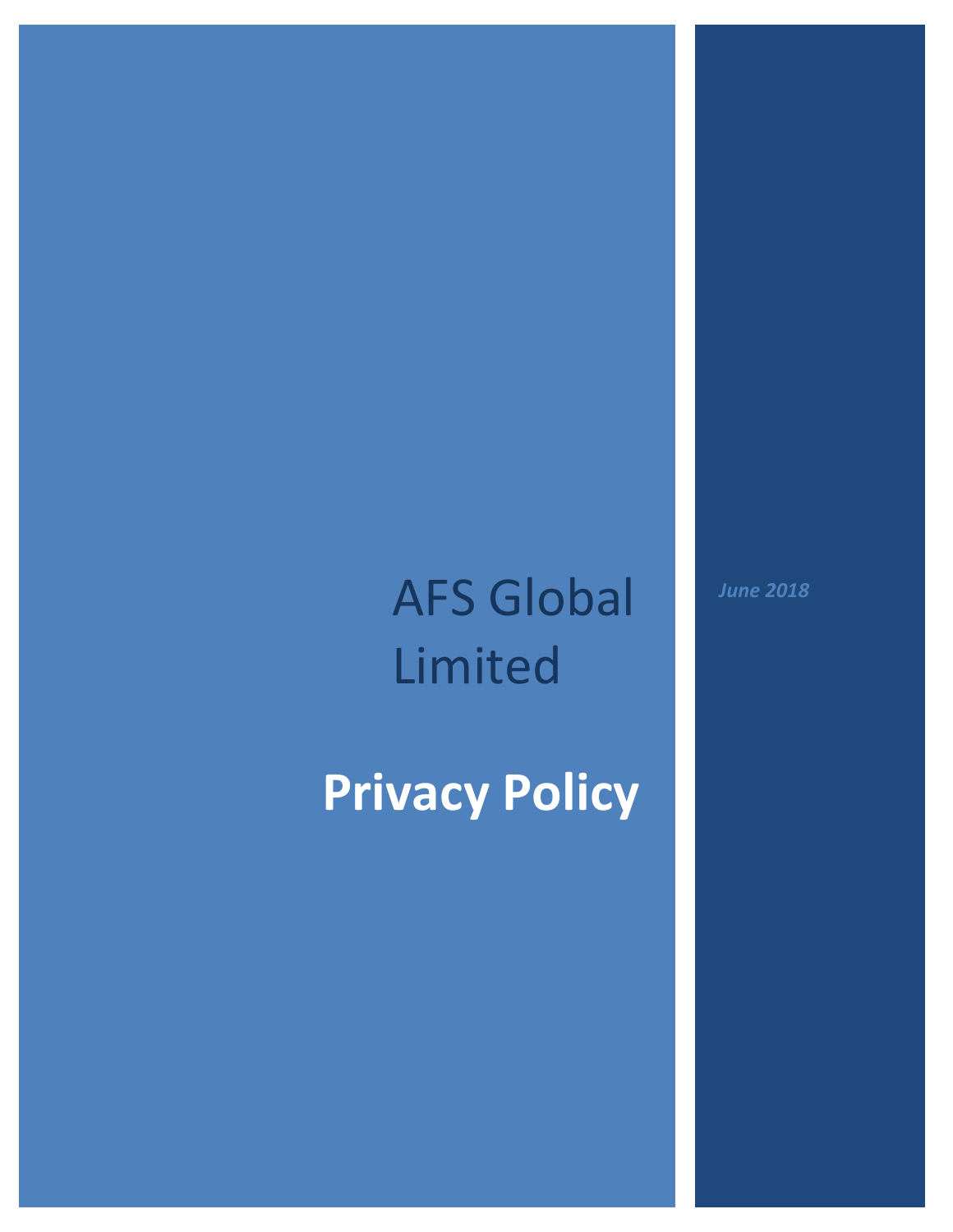# AFS Global Limited

# **Privacy Policy**

*June 2018*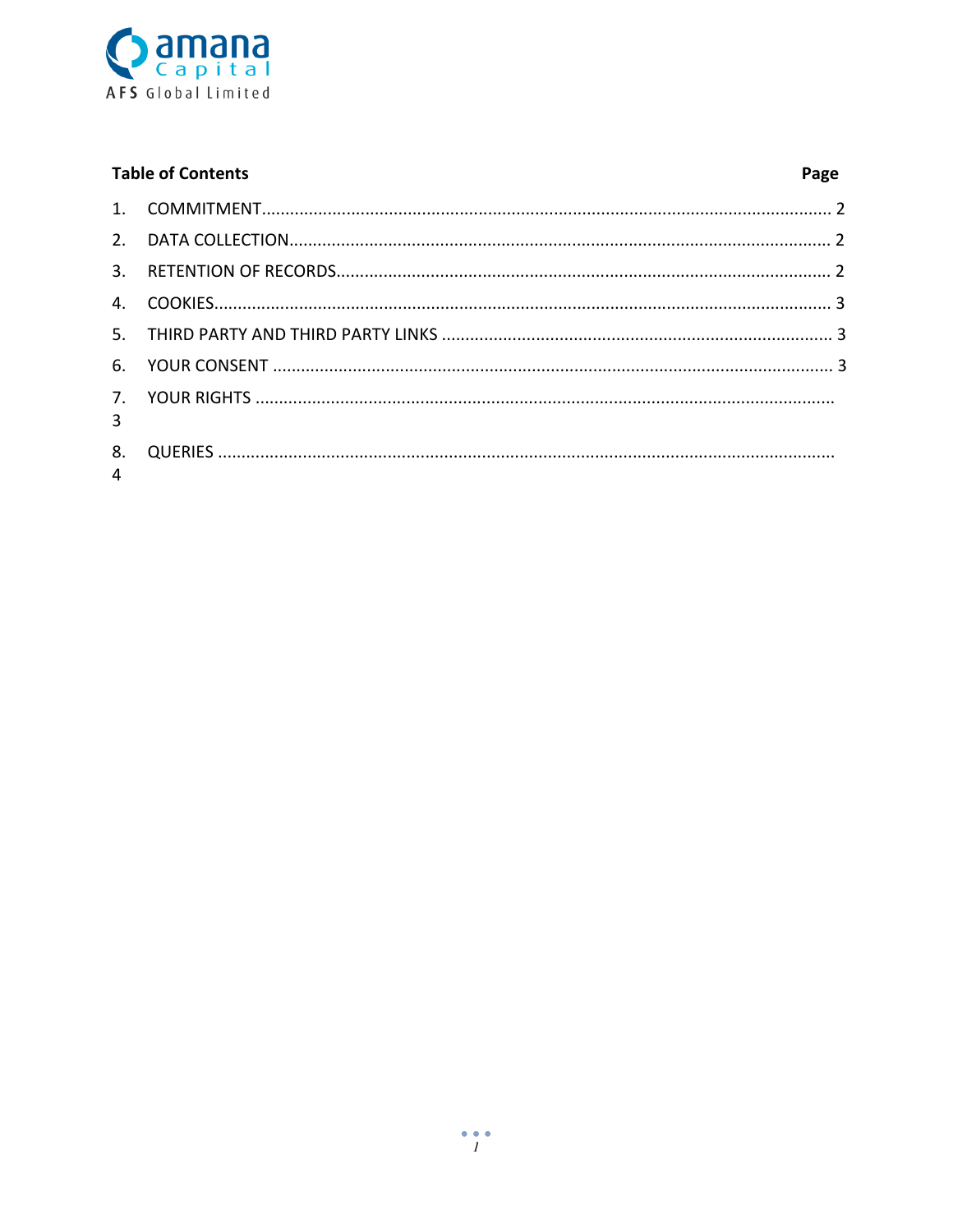**Table of Contents** | **Page**

| | | Page |
|---|---|---|
| 1. | COMMITMENT | 2 |
| 2. | DATA COLLECTION | 2 |
| 3. | RETENTION OF RECORDS | 2 |
| 4. | COOKIES | 3 |
| 5. | THIRD PARTY AND THIRD PARTY LINKS | 3 |
| 6. | YOUR CONSENT | 3 |
| 7. | YOUR RIGHTS | 3 |
| 8. | QUERIES | 4 |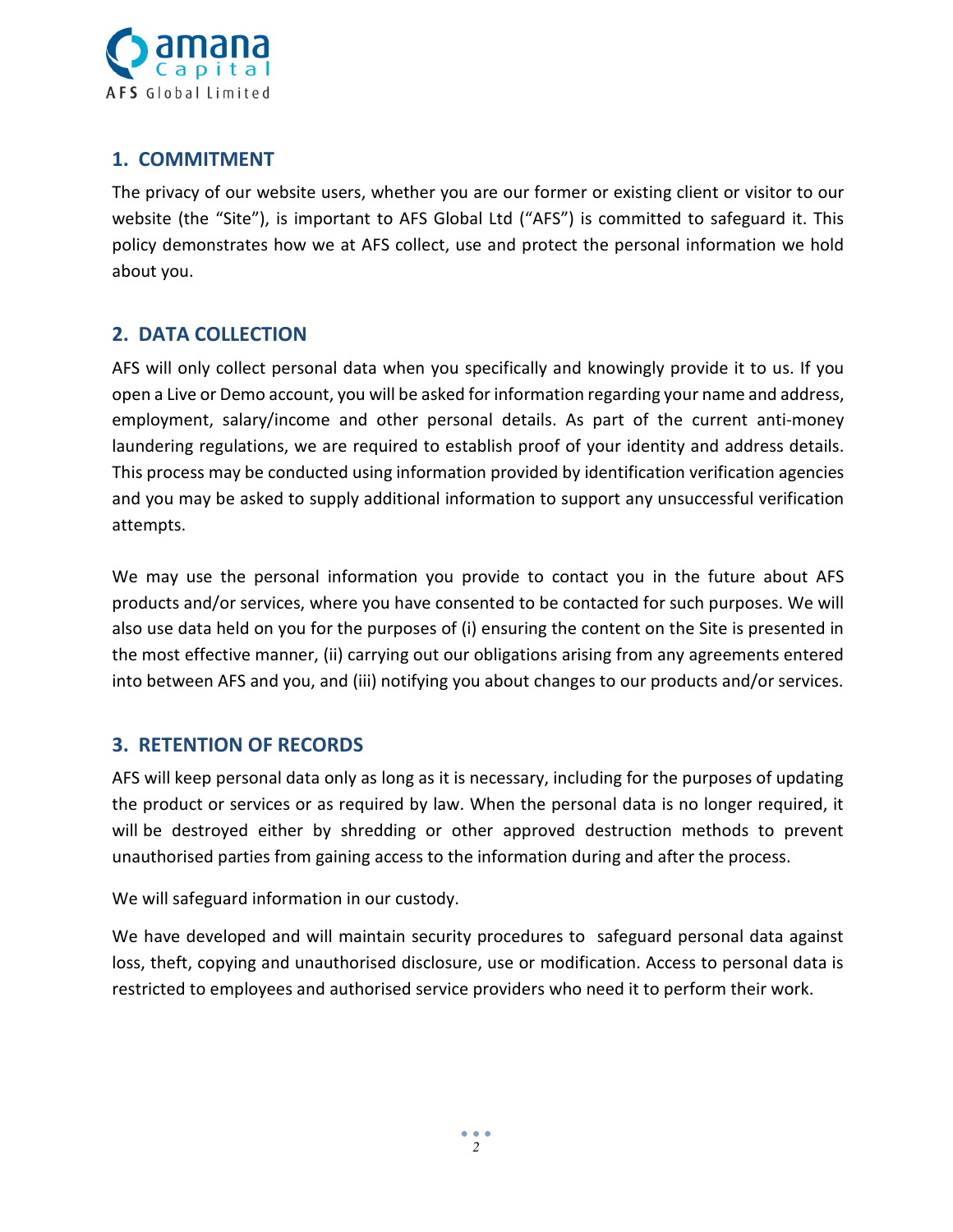## 1. COMMITMENT

The privacy of our website users, whether you are our former or existing client or visitor to our website (the "Site"), is important to AFS Global Ltd ("AFS") is committed to safeguard it. This policy demonstrates how we at AFS collect, use and protect the personal information we hold about you.

## 2. DATA COLLECTION

AFS will only collect personal data when you specifically and knowingly provide it to us. If you open a Live or Demo account, you will be asked for information regarding your name and address, employment, salary/income and other personal details. As part of the current anti-money laundering regulations, we are required to establish proof of your identity and address details. This process may be conducted using information provided by identification verification agencies and you may be asked to supply additional information to support any unsuccessful verification attempts.

We may use the personal information you provide to contact you in the future about AFS products and/or services, where you have consented to be contacted for such purposes. We will also use data held on you for the purposes of (i) ensuring the content on the Site is presented in the most effective manner, (ii) carrying out our obligations arising from any agreements entered into between AFS and you, and (iii) notifying you about changes to our products and/or services.

## 3. RETENTION OF RECORDS

AFS will keep personal data only as long as it is necessary, including for the purposes of updating the product or services or as required by law. When the personal data is no longer required, it will be destroyed either by shredding or other approved destruction methods to prevent unauthorised parties from gaining access to the information during and after the process.

We will safeguard information in our custody.

We have developed and will maintain security procedures to safeguard personal data against loss, theft, copying and unauthorised disclosure, use or modification. Access to personal data is restricted to employees and authorised service providers who need it to perform their work.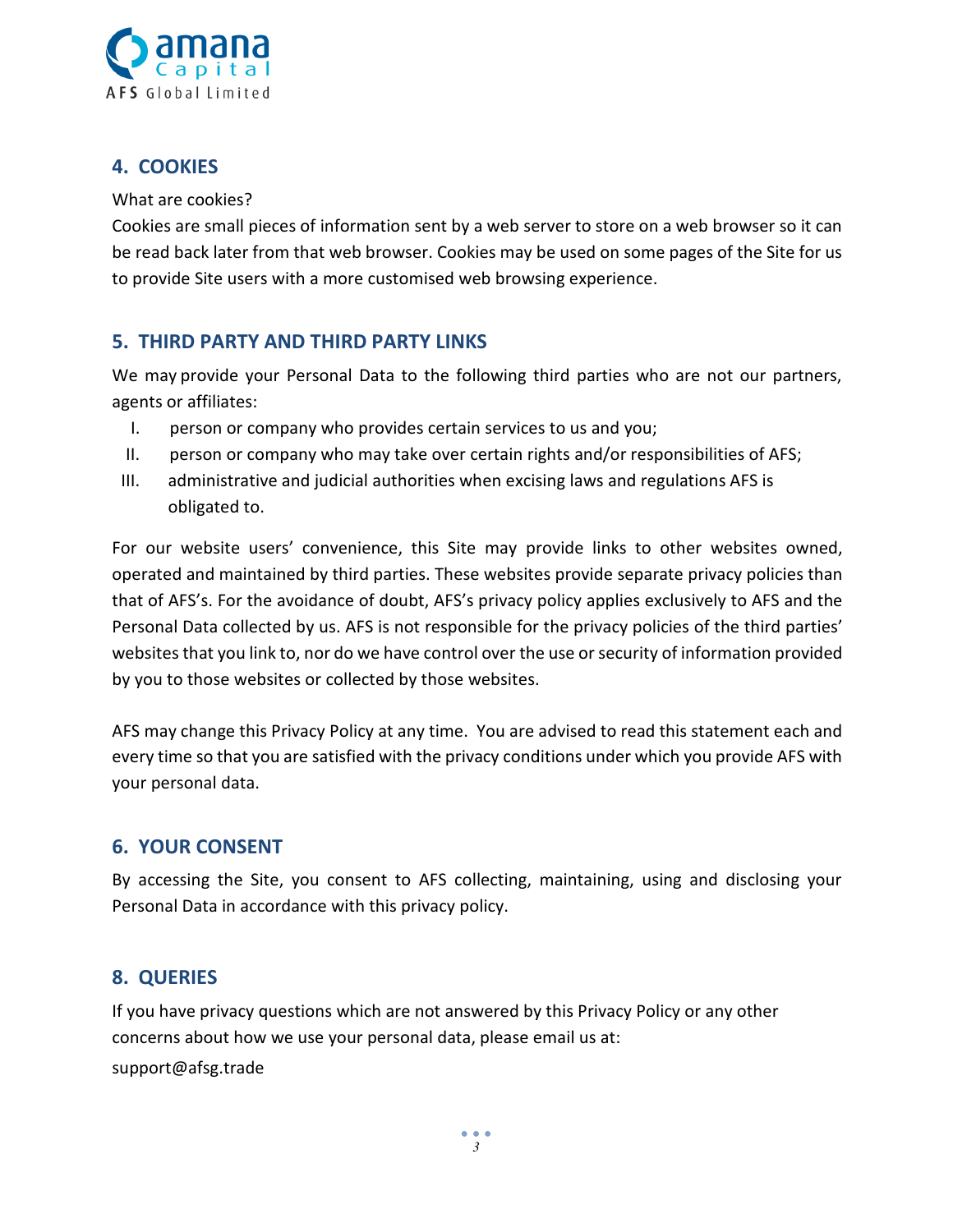## 4. COOKIES

What are cookies?

Cookies are small pieces of information sent by a web server to store on a web browser so it can be read back later from that web browser. Cookies may be used on some pages of the Site for us to provide Site users with a more customised web browsing experience.

## 5. THIRD PARTY AND THIRD PARTY LINKS

We may provide your Personal Data to the following third parties who are not our partners, agents or affiliates:

I. person or company who provides certain services to us and you;
II. person or company who may take over certain rights and/or responsibilities of AFS;
III. administrative and judicial authorities when excising laws and regulations AFS is obligated to.

For our website users' convenience, this Site may provide links to other websites owned, operated and maintained by third parties. These websites provide separate privacy policies than that of AFS's. For the avoidance of doubt, AFS's privacy policy applies exclusively to AFS and the Personal Data collected by us. AFS is not responsible for the privacy policies of the third parties' websites that you link to, nor do we have control over the use or security of information provided by you to those websites or collected by those websites.

AFS may change this Privacy Policy at any time. You are advised to read this statement each and every time so that you are satisfied with the privacy conditions under which you provide AFS with your personal data.

## 6. YOUR CONSENT

By accessing the Site, you consent to AFS collecting, maintaining, using and disclosing your Personal Data in accordance with this privacy policy.

## 8. QUERIES

If you have privacy questions which are not answered by this Privacy Policy or any other concerns about how we use your personal data, please email us at:

support@afsg.trade